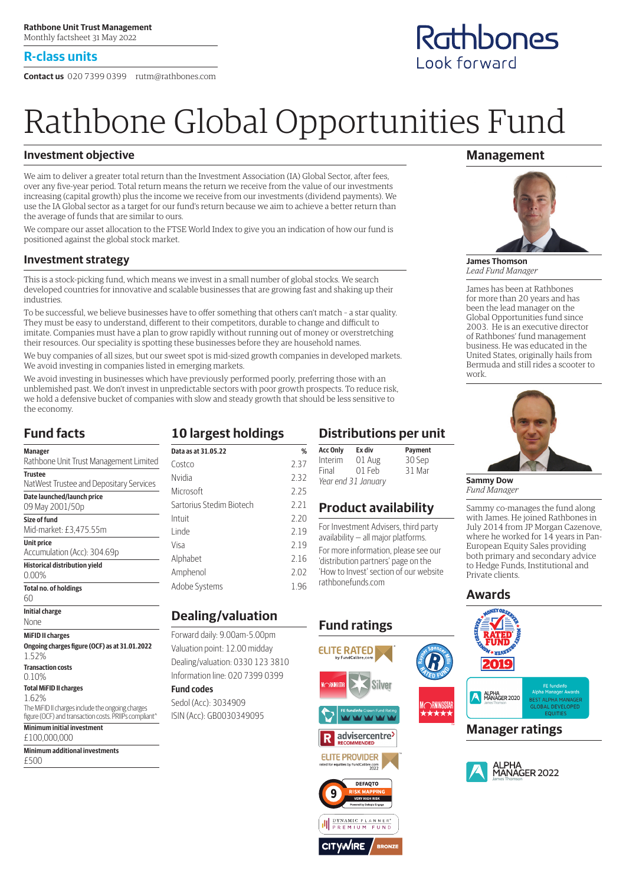**Rathbone Unit Trust Management**
Monthly factsheet 31 May 2022

## R-class units

**Contact us** 020 7399 0399 rutm@rathbones.com

Rathbones
Look forward

# Rathbone Global Opportunities Fund

## Investment objective

We aim to deliver a greater total return than the Investment Association (IA) Global Sector, after fees, over any five-year period. Total return means the return we receive from the value of our investments increasing (capital growth) plus the income we receive from our investments (dividend payments). We use the IA Global sector as a target for our fund's return because we aim to achieve a better return than the average of funds that are similar to ours.

We compare our asset allocation to the FTSE World Index to give you an indication of how our fund is positioned against the global stock market.

## Investment strategy

This is a stock-picking fund, which means we invest in a small number of global stocks. We search developed countries for innovative and scalable businesses that are growing fast and shaking up their industries.

To be successful, we believe businesses have to offer something that others can't match - a star quality. They must be easy to understand, different to their competitors, durable to change and difficult to imitate. Companies must have a plan to grow rapidly without running out of money or overstretching their resources. Our speciality is spotting these businesses before they are household names.

We buy companies of all sizes, but our sweet spot is mid-sized growth companies in developed markets. We avoid investing in companies listed in emerging markets.

We avoid investing in businesses which have previously performed poorly, preferring those with an unblemished past. We don't invest in unpredictable sectors with poor growth prospects. To reduce risk, we hold a defensive bucket of companies with slow and steady growth that should be less sensitive to the economy.

## Fund facts

**Manager**
Rathbone Unit Trust Management Limited

**Trustee**
NatWest Trustee and Depositary Services

**Date launched/launch price**
09 May 2001/50p

**Size of fund**
Mid-market: £3,475.55m

**Unit price**
Accumulation (Acc): 304.69p

**Historical distribution yield**
0.00%

**Total no. of holdings**
60

**Initial charge**
None

**MiFID II charges**

**Ongoing charges figure (OCF) as at 31.01.2022**
1.52%

**Transaction costs**
0.10%

**Total MiFID II charges**
1.62%

The MiFID II charges include the ongoing charges figure (OCF) and transaction costs. PRIIPs compliant^

**Minimum initial investment**
£100,000,000

**Minimum additional investments**
£500

## 10 largest holdings

| Data as at 31.05.22 | % |
|---|---|
| Costco | 2.37 |
| Nvidia | 2.32 |
| Microsoft | 2.25 |
| Sartorius Stedim Biotech | 2.21 |
| Intuit | 2.20 |
| Linde | 2.19 |
| Visa | 2.19 |
| Alphabet | 2.16 |
| Amphenol | 2.02 |
| Adobe Systems | 1.96 |

## Dealing/valuation

Forward daily: 9.00am-5.00pm
Valuation point: 12.00 midday
Dealing/valuation: 0330 123 3810
Information line: 020 7399 0399

**Fund codes**
Sedol (Acc): 3034909
ISIN (Acc): GB0030349095

## Distributions per unit

| Acc Only | Ex div | Payment |
|---|---|---|
| Interim | 01 Aug | 30 Sep |
| Final | 01 Feb | 31 Mar |

*Year end 31 January*

## Product availability

For Investment Advisers, third party availability – all major platforms.

For more information, please see our 'distribution partners' page on the 'How to Invest' section of our website rathbonefunds.com

## Fund ratings

ELITE RATED by FundCalibre.com
Morningstar Silver
Rayner Spencer Mills Rated Fund
FE fundinfo Crown Fund Rating
Morningstar ★★★★★
advisercentre RECOMMENDED
ELITE PROVIDER rated for equities by FundCalibre.com 2022
DEFAQTO 9 RISK MAPPING VERY HIGH RISK
DYNAMIC PLANNER PREMIUM FUND
CITYWIRE BRONZE

## Management

**James Thomson**
*Lead Fund Manager*

James has been at Rathbones for more than 20 years and has been the lead manager on the Global Opportunities fund since 2003. He is an executive director of Rathbones' fund management business. He was educated in the United States, originally hails from Bermuda and still rides a scooter to work.

**Sammy Dow**
*Fund Manager*

Sammy co-manages the fund along with James. He joined Rathbones in July 2014 from JP Morgan Cazenove, where he worked for 14 years in Pan-European Equity Sales providing both primary and secondary advice to Hedge Funds, Institutional and Private clients.

## Awards

Moneyobserver Rated Fund 2019
Alpha Manager 2020 James Thomson
FE fundinfo Alpha Manager Awards BEST ALPHA MANAGER GLOBAL DEVELOPED EQUITIES

## Manager ratings

Alpha Manager 2022 James Thomson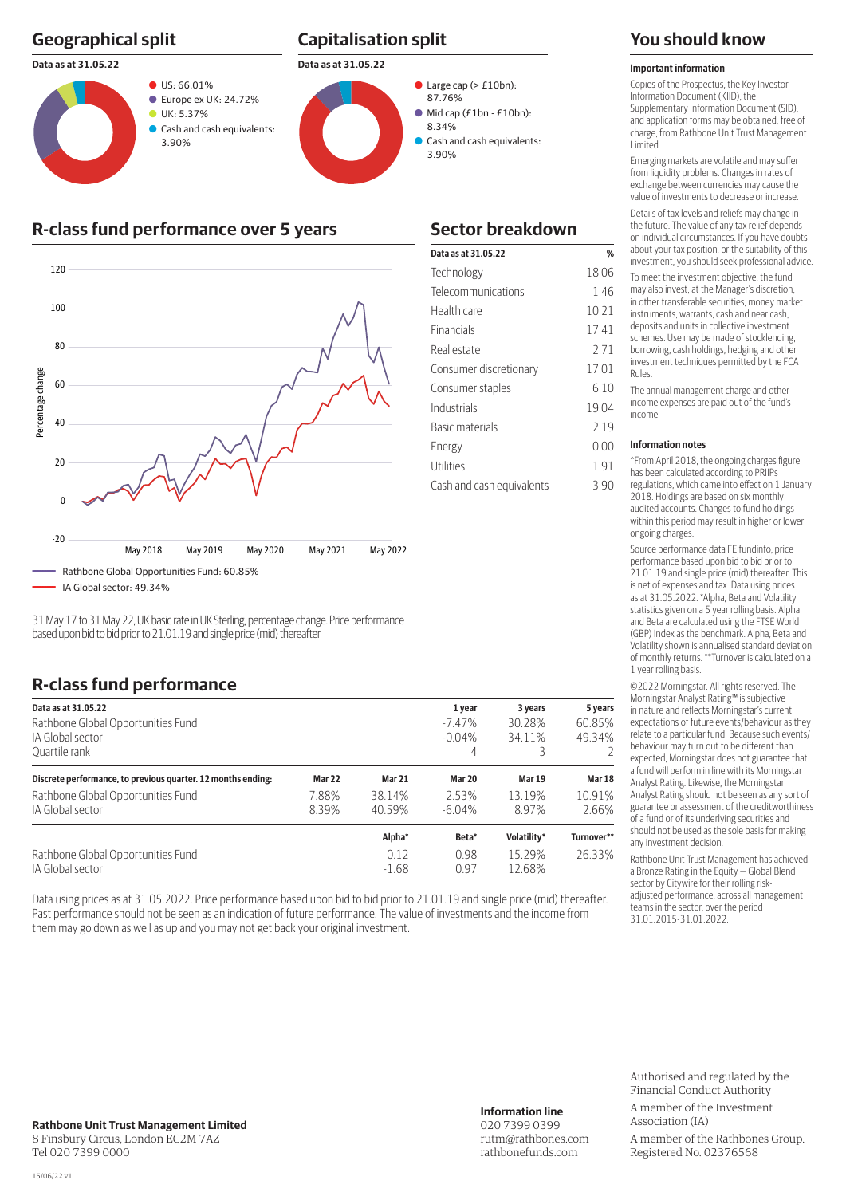## Geographical split

**Data as at 31.05.22**

- US: 66.01%
- Europe ex UK: 24.72%
- UK: 5.37%
- Cash and cash equivalents: 3.90%

## Capitalisation split

**Data as at 31.05.22**

- Large cap (> £10bn): 87.76%
- Mid cap (£1bn - £10bn): 8.34%
- Cash and cash equivalents: 3.90%

## R-class fund performance over 5 years

120
100
80
60
40
20
0
-20

Percentage change

May 2018 May 2019 May 2020 May 2021 May 2022

Rathbone Global Opportunities Fund: 60.85%
IA Global sector: 49.34%

31 May 17 to 31 May 22, UK basic rate in UK Sterling, percentage change. Price performance based upon bid to bid prior to 21.01.19 and single price (mid) thereafter

## Sector breakdown

| Data as at 31.05.22 | % |
|---|---|
| Technology | 18.06 |
| Telecommunications | 1.46 |
| Health care | 10.21 |
| Financials | 17.41 |
| Real estate | 2.71 |
| Consumer discretionary | 17.01 |
| Consumer staples | 6.10 |
| Industrials | 19.04 |
| Basic materials | 2.19 |
| Energy | 0.00 |
| Utilities | 1.91 |
| Cash and cash equivalents | 3.90 |

## R-class fund performance

| Data as at 31.05.22 | 1 year | 3 years | 5 years |
|---|---|---|---|
| Rathbone Global Opportunities Fund | -7.47% | 30.28% | 60.85% |
| IA Global sector | -0.04% | 34.11% | 49.34% |
| Quartile rank | 4 | 3 | 2 |

| Discrete performance, to previous quarter. 12 months ending: | Mar 22 | Mar 21 | Mar 20 | Mar 19 | Mar 18 |
|---|---|---|---|---|---|
| Rathbone Global Opportunities Fund | 7.88% | 38.14% | 2.53% | 13.19% | 10.91% |
| IA Global sector | 8.39% | 40.59% | -6.04% | 8.97% | 2.66% |

| | Alpha* | Beta* | Volatility* | Turnover** |
|---|---|---|---|---|
| Rathbone Global Opportunities Fund | 0.12 | 0.98 | 15.29% | 26.33% |
| IA Global sector | -1.68 | 0.97 | 12.68% | |

Data using prices as at 31.05.2022. Price performance based upon bid to bid prior to 21.01.19 and single price (mid) thereafter. Past performance should not be seen as an indication of future performance. The value of investments and the income from them may go down as well as up and you may not get back your original investment.

## You should know

### Important information

Copies of the Prospectus, the Key Investor Information Document (KIID), the Supplementary Information Document (SID), and application forms may be obtained, free of charge, from Rathbone Unit Trust Management Limited.

Emerging markets are volatile and may suffer from liquidity problems. Changes in rates of exchange between currencies may cause the value of investments to decrease or increase.

Details of tax levels and reliefs may change in the future. The value of any tax relief depends on individual circumstances. If you have doubts about your tax position, or the suitability of this investment, you should seek professional advice.

To meet the investment objective, the fund may also invest, at the Manager's discretion, in other transferable securities, money market instruments, warrants, cash and near cash, deposits and units in collective investment schemes. Use may be made of stocklending, borrowing, cash holdings, hedging and other investment techniques permitted by the FCA Rules.

The annual management charge and other income expenses are paid out of the fund's income.

### Information notes

^From April 2018, the ongoing charges figure has been calculated according to PRIIPs regulations, which came into effect on 1 January 2018. Holdings are based on six monthly audited accounts. Changes to fund holdings within this period may result in higher or lower ongoing charges.

Source performance data FE fundinfo, price performance based upon bid to bid prior to 21.01.19 and single price (mid) thereafter. This is net of expenses and tax. Data using prices as at 31.05.2022. *Alpha, Beta and Volatility statistics given on a 5 year rolling basis. Alpha and Beta are calculated using the FTSE World (GBP) Index as the benchmark. Alpha, Beta and Volatility shown is annualised standard deviation of monthly returns. **Turnover is calculated on a 1 year rolling basis.

©2022 Morningstar. All rights reserved. The Morningstar Analyst Rating™ is subjective in nature and reflects Morningstar's current expectations of future events/behaviour as they relate to a particular fund. Because such events/behaviour may turn out to be different than expected, Morningstar does not guarantee that a fund will perform in line with its Morningstar Analyst Rating. Likewise, the Morningstar Analyst Rating should not be seen as any sort of guarantee or assessment of the creditworthiness of a fund or of its underlying securities and should not be used as the sole basis for making any investment decision.

Rathbone Unit Trust Management has achieved a Bronze Rating in the Equity – Global Blend sector by Citywire for their rolling risk-adjusted performance, across all management teams in the sector, over the period 31.01.2015-31.01.2022.

**Rathbone Unit Trust Management Limited**
8 Finsbury Circus, London EC2M 7AZ
Tel 020 7399 0000

**Information line**
020 7399 0399
rutm@rathbones.com
rathbonefunds.com

Authorised and regulated by the Financial Conduct Authority

A member of the Investment Association (IA)

A member of the Rathbones Group. Registered No. 02376568

15/06/22 v1